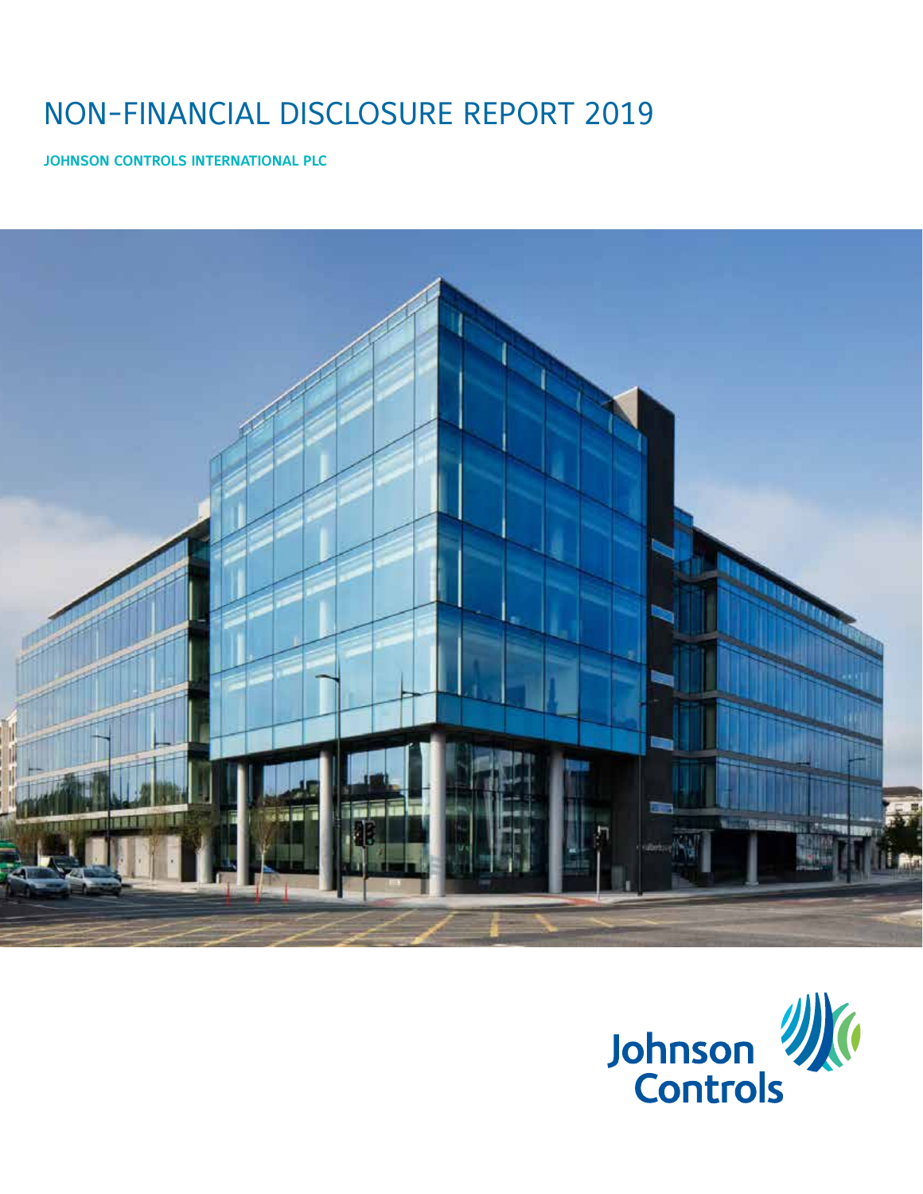# NON-FINANCIAL DISCLOSURE REPORT 2019

**JOHNSON CONTROLS INTERNATIONAL PLC**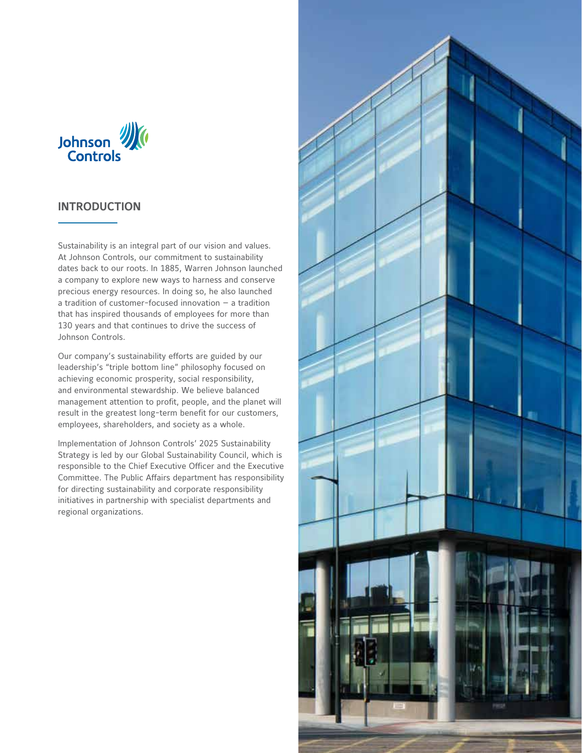## INTRODUCTION

Sustainability is an integral part of our vision and values. At Johnson Controls, our commitment to sustainability dates back to our roots. In 1885, Warren Johnson launched a company to explore new ways to harness and conserve precious energy resources. In doing so, he also launched a tradition of customer-focused innovation – a tradition that has inspired thousands of employees for more than 130 years and that continues to drive the success of Johnson Controls.

Our company's sustainability efforts are guided by our leadership's "triple bottom line" philosophy focused on achieving economic prosperity, social responsibility, and environmental stewardship. We believe balanced management attention to profit, people, and the planet will result in the greatest long-term benefit for our customers, employees, shareholders, and society as a whole.

Implementation of Johnson Controls' 2025 Sustainability Strategy is led by our Global Sustainability Council, which is responsible to the Chief Executive Officer and the Executive Committee. The Public Affairs department has responsibility for directing sustainability and corporate responsibility initiatives in partnership with specialist departments and regional organizations.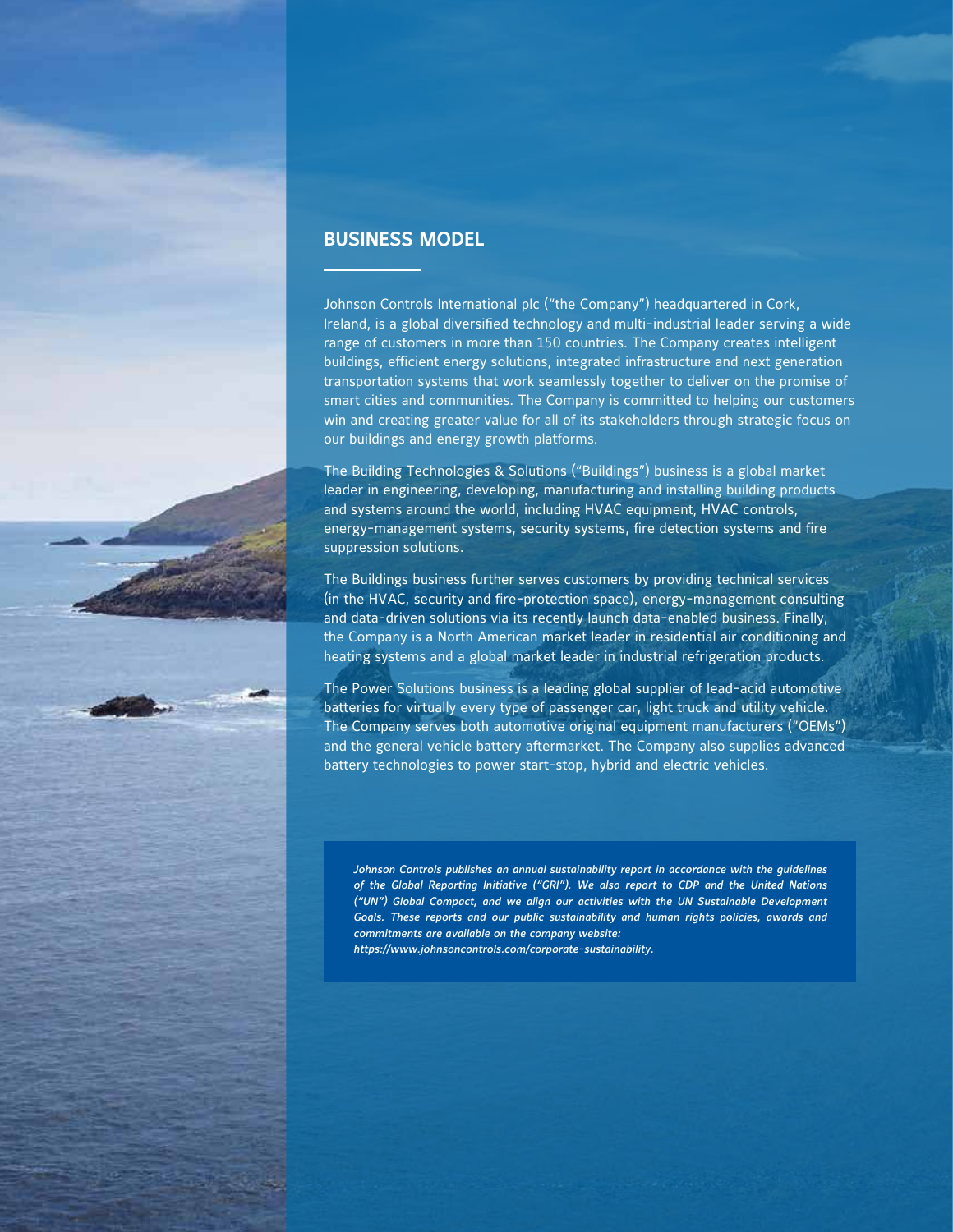## BUSINESS MODEL

Johnson Controls International plc ("the Company") headquartered in Cork, Ireland, is a global diversified technology and multi-industrial leader serving a wide range of customers in more than 150 countries. The Company creates intelligent buildings, efficient energy solutions, integrated infrastructure and next generation transportation systems that work seamlessly together to deliver on the promise of smart cities and communities. The Company is committed to helping our customers win and creating greater value for all of its stakeholders through strategic focus on our buildings and energy growth platforms.

The Building Technologies & Solutions ("Buildings") business is a global market leader in engineering, developing, manufacturing and installing building products and systems around the world, including HVAC equipment, HVAC controls, energy-management systems, security systems, fire detection systems and fire suppression solutions.

The Buildings business further serves customers by providing technical services (in the HVAC, security and fire-protection space), energy-management consulting and data-driven solutions via its recently launch data-enabled business. Finally, the Company is a North American market leader in residential air conditioning and heating systems and a global market leader in industrial refrigeration products.

The Power Solutions business is a leading global supplier of lead-acid automotive batteries for virtually every type of passenger car, light truck and utility vehicle. The Company serves both automotive original equipment manufacturers ("OEMs") and the general vehicle battery aftermarket. The Company also supplies advanced battery technologies to power start-stop, hybrid and electric vehicles.

*Johnson Controls publishes an annual sustainability report in accordance with the guidelines of the Global Reporting Initiative ("GRI"). We also report to CDP and the United Nations ("UN") Global Compact, and we align our activities with the UN Sustainable Development Goals. These reports and our public sustainability and human rights policies, awards and commitments are available on the company website: https://www.johnsoncontrols.com/corporate-sustainability.*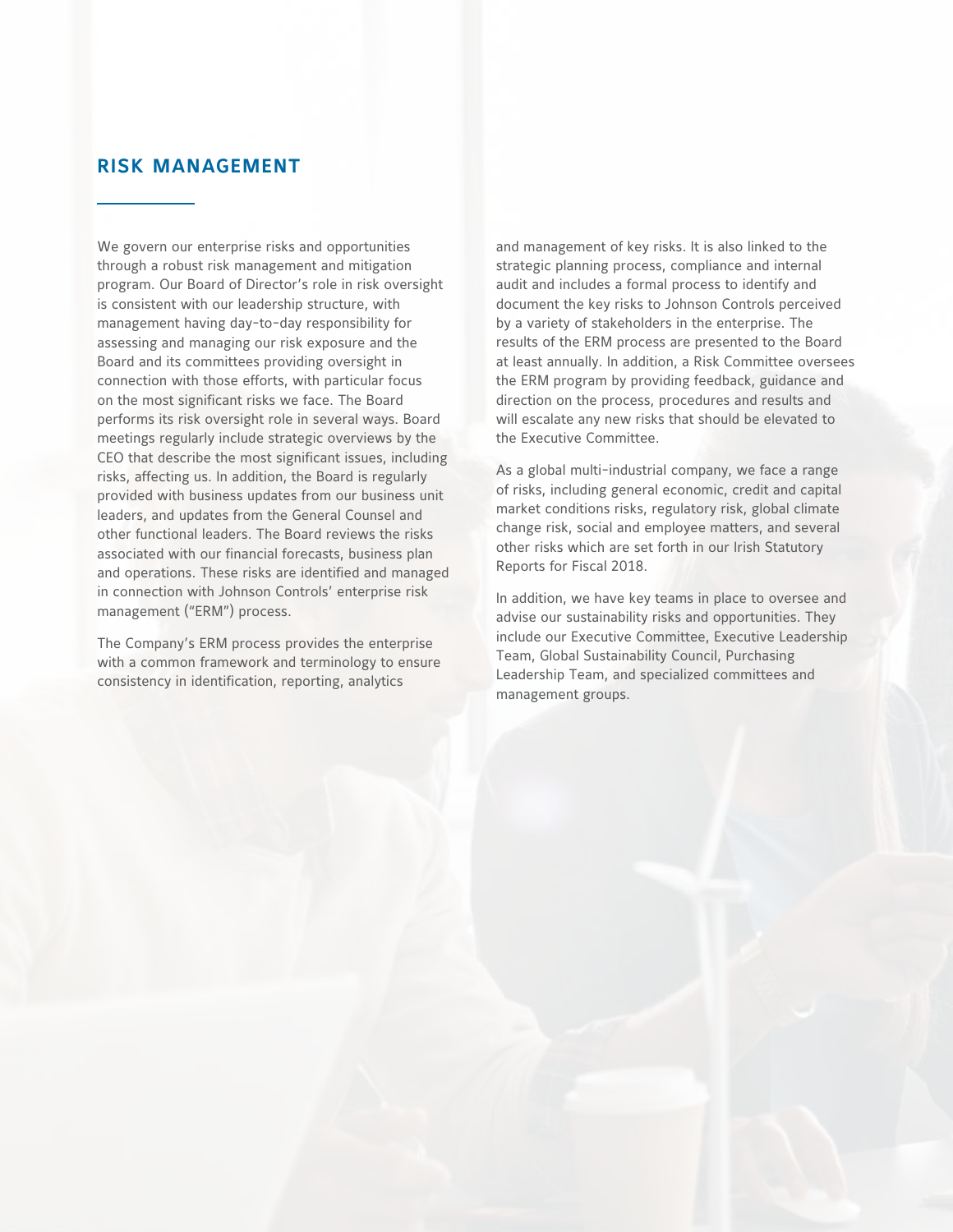## RISK MANAGEMENT

We govern our enterprise risks and opportunities through a robust risk management and mitigation program. Our Board of Director's role in risk oversight is consistent with our leadership structure, with management having day-to-day responsibility for assessing and managing our risk exposure and the Board and its committees providing oversight in connection with those efforts, with particular focus on the most significant risks we face. The Board performs its risk oversight role in several ways. Board meetings regularly include strategic overviews by the CEO that describe the most significant issues, including risks, affecting us. In addition, the Board is regularly provided with business updates from our business unit leaders, and updates from the General Counsel and other functional leaders. The Board reviews the risks associated with our financial forecasts, business plan and operations. These risks are identified and managed in connection with Johnson Controls' enterprise risk management ("ERM") process.

The Company's ERM process provides the enterprise with a common framework and terminology to ensure consistency in identification, reporting, analytics and management of key risks. It is also linked to the strategic planning process, compliance and internal audit and includes a formal process to identify and document the key risks to Johnson Controls perceived by a variety of stakeholders in the enterprise. The results of the ERM process are presented to the Board at least annually. In addition, a Risk Committee oversees the ERM program by providing feedback, guidance and direction on the process, procedures and results and will escalate any new risks that should be elevated to the Executive Committee.

As a global multi-industrial company, we face a range of risks, including general economic, credit and capital market conditions risks, regulatory risk, global climate change risk, social and employee matters, and several other risks which are set forth in our Irish Statutory Reports for Fiscal 2018.

In addition, we have key teams in place to oversee and advise our sustainability risks and opportunities. They include our Executive Committee, Executive Leadership Team, Global Sustainability Council, Purchasing Leadership Team, and specialized committees and management groups.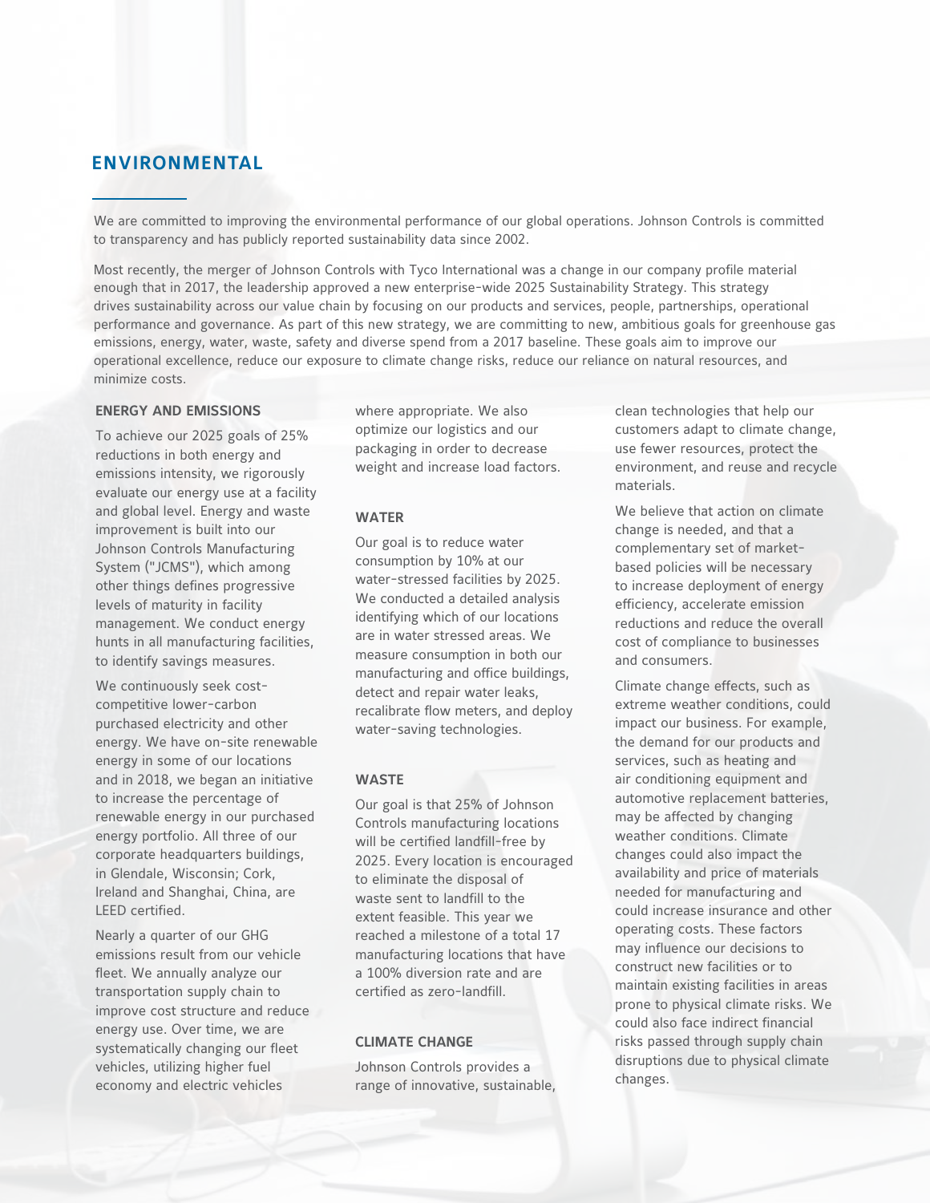## ENVIRONMENTAL

We are committed to improving the environmental performance of our global operations. Johnson Controls is committed to transparency and has publicly reported sustainability data since 2002.

Most recently, the merger of Johnson Controls with Tyco International was a change in our company profile material enough that in 2017, the leadership approved a new enterprise-wide 2025 Sustainability Strategy. This strategy drives sustainability across our value chain by focusing on our products and services, people, partnerships, operational performance and governance. As part of this new strategy, we are committing to new, ambitious goals for greenhouse gas emissions, energy, water, waste, safety and diverse spend from a 2017 baseline. These goals aim to improve our operational excellence, reduce our exposure to climate change risks, reduce our reliance on natural resources, and minimize costs.

### ENERGY AND EMISSIONS

To achieve our 2025 goals of 25% reductions in both energy and emissions intensity, we rigorously evaluate our energy use at a facility and global level. Energy and waste improvement is built into our Johnson Controls Manufacturing System ("JCMS"), which among other things defines progressive levels of maturity in facility management. We conduct energy hunts in all manufacturing facilities, to identify savings measures.

We continuously seek cost-competitive lower-carbon purchased electricity and other energy. We have on-site renewable energy in some of our locations and in 2018, we began an initiative to increase the percentage of renewable energy in our purchased energy portfolio. All three of our corporate headquarters buildings, in Glendale, Wisconsin; Cork, Ireland and Shanghai, China, are LEED certified.

Nearly a quarter of our GHG emissions result from our vehicle fleet. We annually analyze our transportation supply chain to improve cost structure and reduce energy use. Over time, we are systematically changing our fleet vehicles, utilizing higher fuel economy and electric vehicles where appropriate. We also optimize our logistics and our packaging in order to decrease weight and increase load factors.

### WATER

Our goal is to reduce water consumption by 10% at our water-stressed facilities by 2025. We conducted a detailed analysis identifying which of our locations are in water stressed areas. We measure consumption in both our manufacturing and office buildings, detect and repair water leaks, recalibrate flow meters, and deploy water-saving technologies.

### WASTE

Our goal is that 25% of Johnson Controls manufacturing locations will be certified landfill-free by 2025. Every location is encouraged to eliminate the disposal of waste sent to landfill to the extent feasible. This year we reached a milestone of a total 17 manufacturing locations that have a 100% diversion rate and are certified as zero-landfill.

### CLIMATE CHANGE

Johnson Controls provides a range of innovative, sustainable, clean technologies that help our customers adapt to climate change, use fewer resources, protect the environment, and reuse and recycle materials.

We believe that action on climate change is needed, and that a complementary set of market-based policies will be necessary to increase deployment of energy efficiency, accelerate emission reductions and reduce the overall cost of compliance to businesses and consumers.

Climate change effects, such as extreme weather conditions, could impact our business. For example, the demand for our products and services, such as heating and air conditioning equipment and automotive replacement batteries, may be affected by changing weather conditions. Climate changes could also impact the availability and price of materials needed for manufacturing and could increase insurance and other operating costs. These factors may influence our decisions to construct new facilities or to maintain existing facilities in areas prone to physical climate risks. We could also face indirect financial risks passed through supply chain disruptions due to physical climate changes.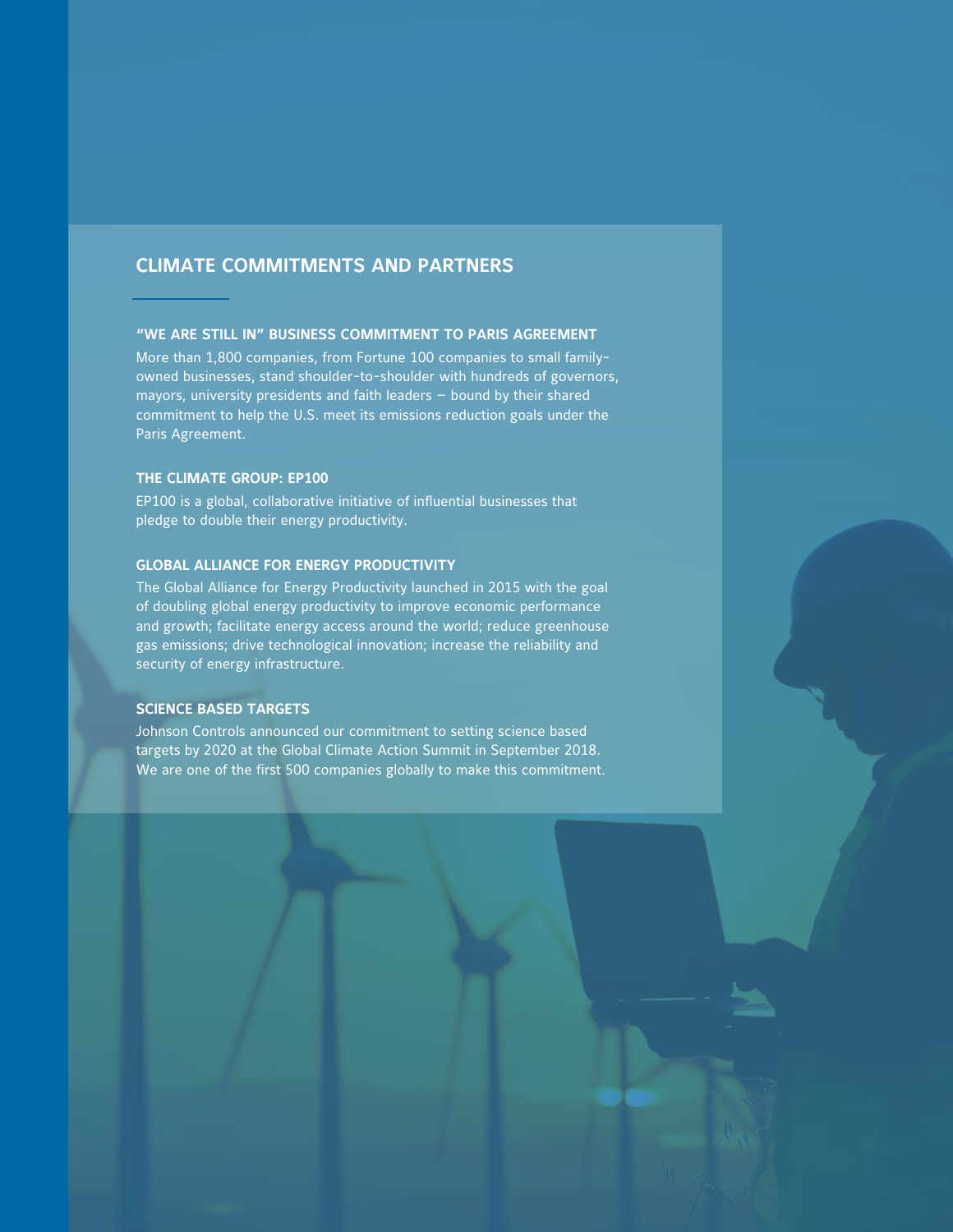## CLIMATE COMMITMENTS AND PARTNERS

### "WE ARE STILL IN" BUSINESS COMMITMENT TO PARIS AGREEMENT

More than 1,800 companies, from Fortune 100 companies to small family-owned businesses, stand shoulder-to-shoulder with hundreds of governors, mayors, university presidents and faith leaders – bound by their shared commitment to help the U.S. meet its emissions reduction goals under the Paris Agreement.

### THE CLIMATE GROUP: EP100

EP100 is a global, collaborative initiative of influential businesses that pledge to double their energy productivity.

### GLOBAL ALLIANCE FOR ENERGY PRODUCTIVITY

The Global Alliance for Energy Productivity launched in 2015 with the goal of doubling global energy productivity to improve economic performance and growth; facilitate energy access around the world; reduce greenhouse gas emissions; drive technological innovation; increase the reliability and security of energy infrastructure.

### SCIENCE BASED TARGETS

Johnson Controls announced our commitment to setting science based targets by 2020 at the Global Climate Action Summit in September 2018. We are one of the first 500 companies globally to make this commitment.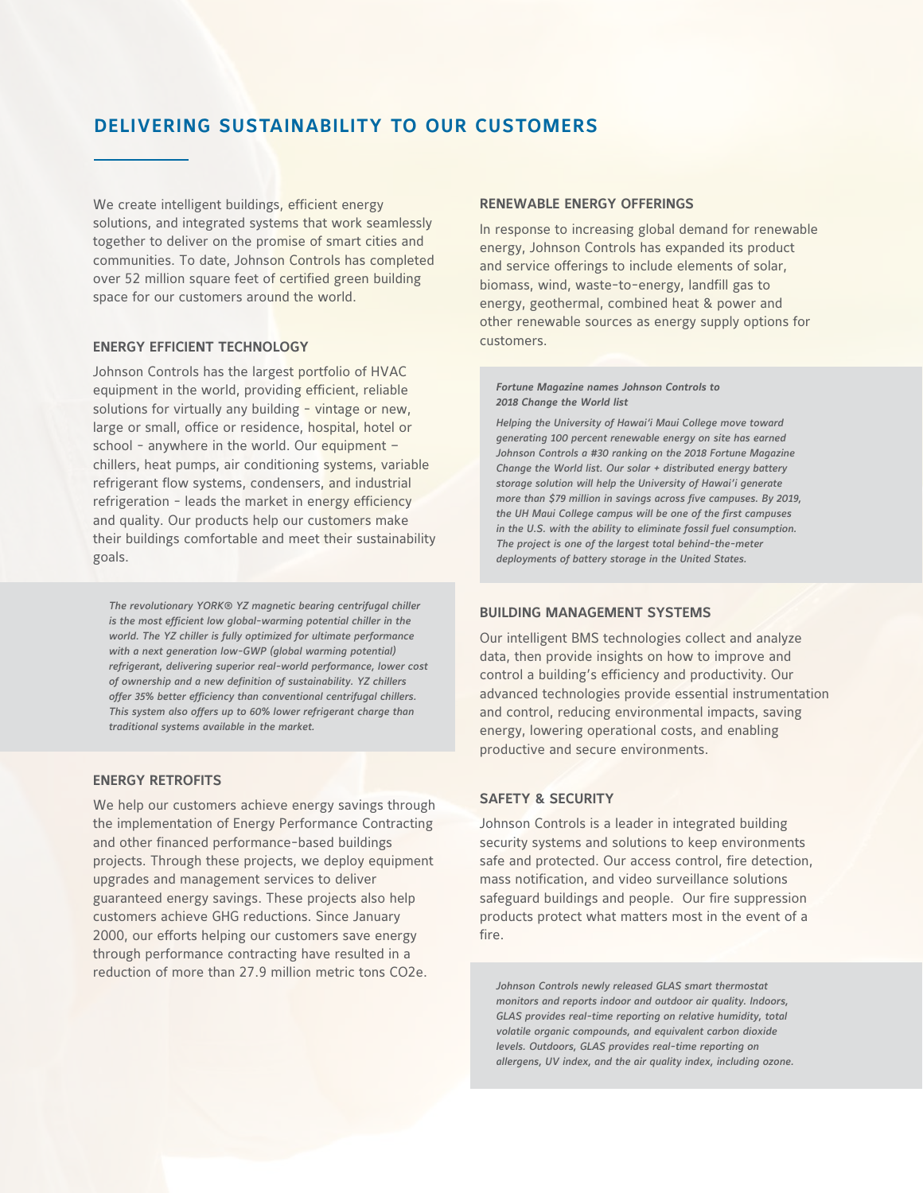## DELIVERING SUSTAINABILITY TO OUR CUSTOMERS

We create intelligent buildings, efficient energy solutions, and integrated systems that work seamlessly together to deliver on the promise of smart cities and communities. To date, Johnson Controls has completed over 52 million square feet of certified green building space for our customers around the world.

### ENERGY EFFICIENT TECHNOLOGY

Johnson Controls has the largest portfolio of HVAC equipment in the world, providing efficient, reliable solutions for virtually any building - vintage or new, large or small, office or residence, hospital, hotel or school - anywhere in the world. Our equipment – chillers, heat pumps, air conditioning systems, variable refrigerant flow systems, condensers, and industrial refrigeration - leads the market in energy efficiency and quality. Our products help our customers make their buildings comfortable and meet their sustainability goals.

*The revolutionary YORK® YZ magnetic bearing centrifugal chiller is the most efficient low global-warming potential chiller in the world. The YZ chiller is fully optimized for ultimate performance with a next generation low-GWP (global warming potential) refrigerant, delivering superior real-world performance, lower cost of ownership and a new definition of sustainability. YZ chillers offer 35% better efficiency than conventional centrifugal chillers. This system also offers up to 60% lower refrigerant charge than traditional systems available in the market.*

### ENERGY RETROFITS

We help our customers achieve energy savings through the implementation of Energy Performance Contracting and other financed performance-based buildings projects. Through these projects, we deploy equipment upgrades and management services to deliver guaranteed energy savings. These projects also help customers achieve GHG reductions. Since January 2000, our efforts helping our customers save energy through performance contracting have resulted in a reduction of more than 27.9 million metric tons CO2e.

### RENEWABLE ENERGY OFFERINGS

In response to increasing global demand for renewable energy, Johnson Controls has expanded its product and service offerings to include elements of solar, biomass, wind, waste-to-energy, landfill gas to energy, geothermal, combined heat & power and other renewable sources as energy supply options for customers.

***Fortune Magazine names Johnson Controls to 2018 Change the World list***

*Helping the University of Hawai'i Maui College move toward generating 100 percent renewable energy on site has earned Johnson Controls a #30 ranking on the 2018 Fortune Magazine Change the World list. Our solar + distributed energy battery storage solution will help the University of Hawai'i generate more than $79 million in savings across five campuses. By 2019, the UH Maui College campus will be one of the first campuses in the U.S. with the ability to eliminate fossil fuel consumption. The project is one of the largest total behind-the-meter deployments of battery storage in the United States.*

### BUILDING MANAGEMENT SYSTEMS

Our intelligent BMS technologies collect and analyze data, then provide insights on how to improve and control a building's efficiency and productivity. Our advanced technologies provide essential instrumentation and control, reducing environmental impacts, saving energy, lowering operational costs, and enabling productive and secure environments.

### SAFETY & SECURITY

Johnson Controls is a leader in integrated building security systems and solutions to keep environments safe and protected. Our access control, fire detection, mass notification, and video surveillance solutions safeguard buildings and people. Our fire suppression products protect what matters most in the event of a fire.

*Johnson Controls newly released GLAS smart thermostat monitors and reports indoor and outdoor air quality. Indoors, GLAS provides real-time reporting on relative humidity, total volatile organic compounds, and equivalent carbon dioxide levels. Outdoors, GLAS provides real-time reporting on allergens, UV index, and the air quality index, including ozone.*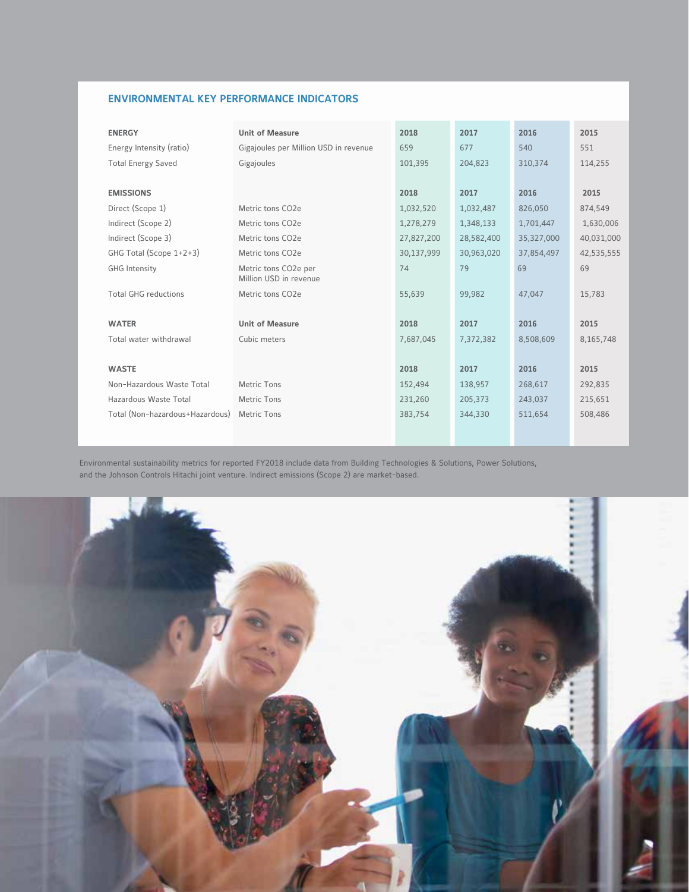## ENVIRONMENTAL KEY PERFORMANCE INDICATORS

| ENERGY | Unit of Measure | 2018 | 2017 | 2016 | 2015 |
|---|---|---|---|---|---|
| Energy Intensity (ratio) | Gigajoules per Million USD in revenue | 659 | 677 | 540 | 551 |
| Total Energy Saved | Gigajoules | 101,395 | 204,823 | 310,374 | 114,255 |
| **EMISSIONS** | | **2018** | **2017** | **2016** | **2015** |
| Direct (Scope 1) | Metric tons $CO_2e$ | 1,032,520 | 1,032,487 | 826,050 | 874,549 |
| Indirect (Scope 2) | Metric tons $CO_2e$ | 1,278,279 | 1,348,133 | 1,701,447 | 1,630,006 |
| Indirect (Scope 3) | Metric tons $CO_2e$ | 27,827,200 | 28,582,400 | 35,327,000 | 40,031,000 |
| GHG Total (Scope 1+2+3) | Metric tons $CO_2e$ | 30,137,999 | 30,963,020 | 37,854,497 | 42,535,555 |
| GHG Intensity | Metric tons $CO_2e$ per Million USD in revenue | 74 | 79 | 69 | 69 |
| Total GHG reductions | Metric tons $CO_2e$ | 55,639 | 99,982 | 47,047 | 15,783 |
| **WATER** | **Unit of Measure** | **2018** | **2017** | **2016** | **2015** |
| Total water withdrawal | Cubic meters | 7,687,045 | 7,372,382 | 8,508,609 | 8,165,748 |
| **WASTE** | | **2018** | **2017** | **2016** | **2015** |
| Non-Hazardous Waste Total | Metric Tons | 152,494 | 138,957 | 268,617 | 292,835 |
| Hazardous Waste Total | Metric Tons | 231,260 | 205,373 | 243,037 | 215,651 |
| Total (Non-hazardous+Hazardous) | Metric Tons | 383,754 | 344,330 | 511,654 | 508,486 |

Environmental sustainability metrics for reported FY2018 include data from Building Technologies & Solutions, Power Solutions, and the Johnson Controls Hitachi joint venture. Indirect emissions (Scope 2) are market-based.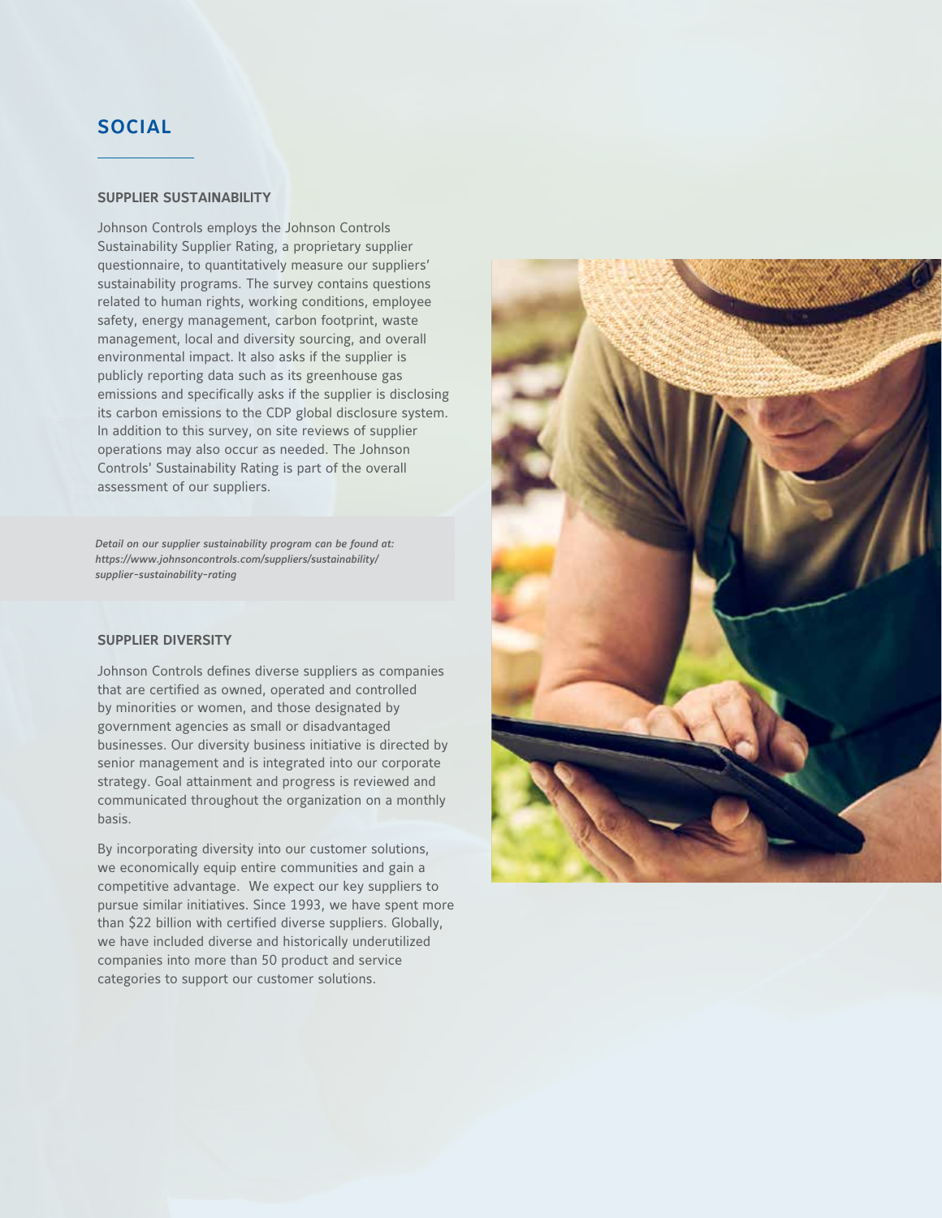## SOCIAL

### SUPPLIER SUSTAINABILITY

Johnson Controls employs the Johnson Controls Sustainability Supplier Rating, a proprietary supplier questionnaire, to quantitatively measure our suppliers' sustainability programs. The survey contains questions related to human rights, working conditions, employee safety, energy management, carbon footprint, waste management, local and diversity sourcing, and overall environmental impact. It also asks if the supplier is publicly reporting data such as its greenhouse gas emissions and specifically asks if the supplier is disclosing its carbon emissions to the CDP global disclosure system. In addition to this survey, on site reviews of supplier operations may also occur as needed. The Johnson Controls' Sustainability Rating is part of the overall assessment of our suppliers.

***Detail on our supplier sustainability program can be found at: https://www.johnsoncontrols.com/suppliers/sustainability/supplier-sustainability-rating***

### SUPPLIER DIVERSITY

Johnson Controls defines diverse suppliers as companies that are certified as owned, operated and controlled by minorities or women, and those designated by government agencies as small or disadvantaged businesses. Our diversity business initiative is directed by senior management and is integrated into our corporate strategy. Goal attainment and progress is reviewed and communicated throughout the organization on a monthly basis.

By incorporating diversity into our customer solutions, we economically equip entire communities and gain a competitive advantage. We expect our key suppliers to pursue similar initiatives. Since 1993, we have spent more than $22 billion with certified diverse suppliers. Globally, we have included diverse and historically underutilized companies into more than 50 product and service categories to support our customer solutions.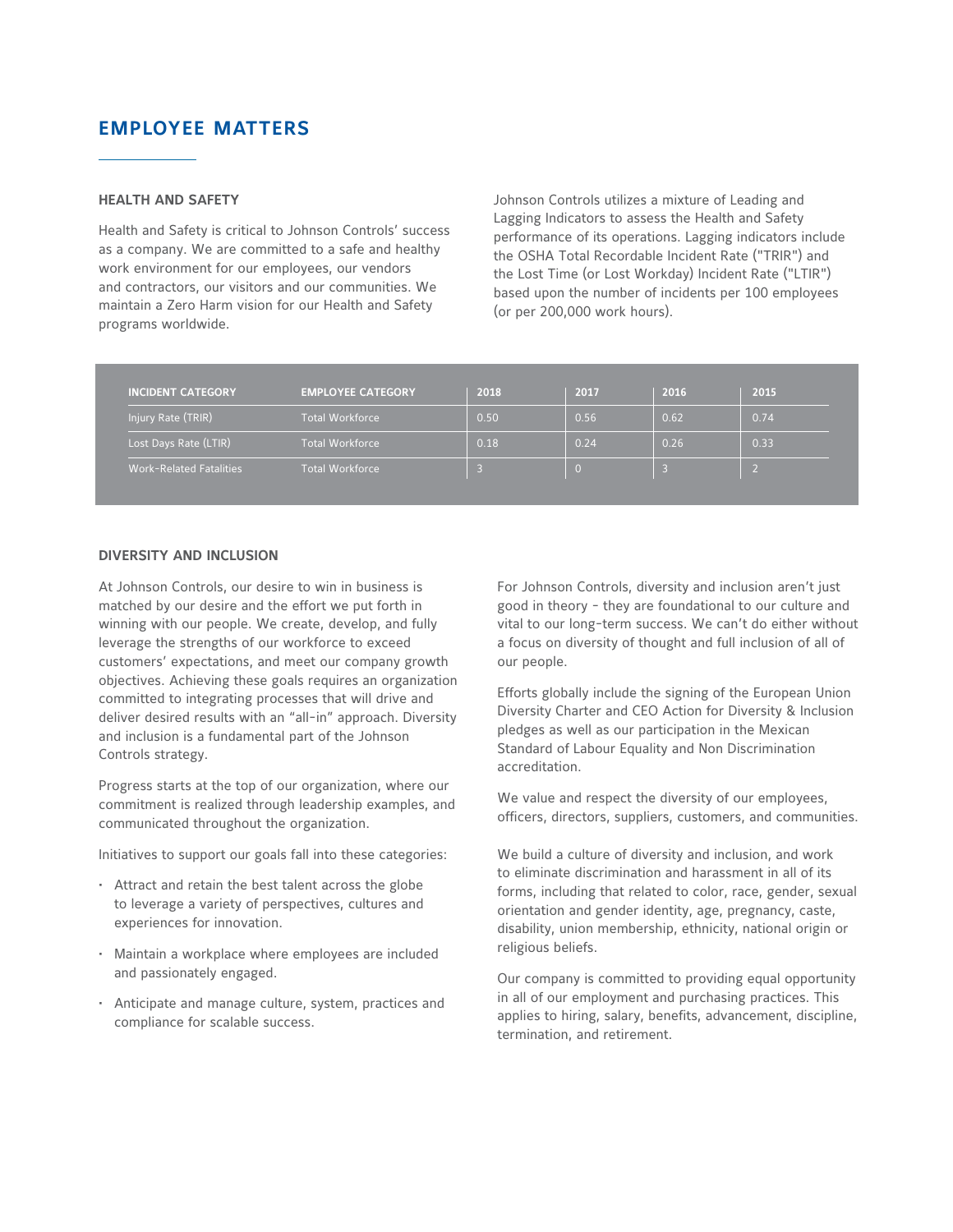# EMPLOYEE MATTERS

## HEALTH AND SAFETY

Health and Safety is critical to Johnson Controls' success as a company. We are committed to a safe and healthy work environment for our employees, our vendors and contractors, our visitors and our communities. We maintain a Zero Harm vision for our Health and Safety programs worldwide.

Johnson Controls utilizes a mixture of Leading and Lagging Indicators to assess the Health and Safety performance of its operations. Lagging indicators include the OSHA Total Recordable Incident Rate ("TRIR") and the Lost Time (or Lost Workday) Incident Rate ("LTIR") based upon the number of incidents per 100 employees (or per 200,000 work hours).

| INCIDENT CATEGORY | EMPLOYEE CATEGORY | 2018 | 2017 | 2016 | 2015 |
|---|---|---|---|---|---|
| Injury Rate (TRIR) | Total Workforce | 0.50 | 0.56 | 0.62 | 0.74 |
| Lost Days Rate (LTIR) | Total Workforce | 0.18 | 0.24 | 0.26 | 0.33 |
| Work-Related Fatalities | Total Workforce | 3 | 0 | 3 | 2 |

## DIVERSITY AND INCLUSION

At Johnson Controls, our desire to win in business is matched by our desire and the effort we put forth in winning with our people. We create, develop, and fully leverage the strengths of our workforce to exceed customers' expectations, and meet our company growth objectives. Achieving these goals requires an organization committed to integrating processes that will drive and deliver desired results with an "all-in" approach. Diversity and inclusion is a fundamental part of the Johnson Controls strategy.

Progress starts at the top of our organization, where our commitment is realized through leadership examples, and communicated throughout the organization.

Initiatives to support our goals fall into these categories:

- Attract and retain the best talent across the globe to leverage a variety of perspectives, cultures and experiences for innovation.
- Maintain a workplace where employees are included and passionately engaged.
- Anticipate and manage culture, system, practices and compliance for scalable success.

For Johnson Controls, diversity and inclusion aren't just good in theory - they are foundational to our culture and vital to our long-term success. We can't do either without a focus on diversity of thought and full inclusion of all of our people.

Efforts globally include the signing of the European Union Diversity Charter and CEO Action for Diversity & Inclusion pledges as well as our participation in the Mexican Standard of Labour Equality and Non Discrimination accreditation.

We value and respect the diversity of our employees, officers, directors, suppliers, customers, and communities.

We build a culture of diversity and inclusion, and work to eliminate discrimination and harassment in all of its forms, including that related to color, race, gender, sexual orientation and gender identity, age, pregnancy, caste, disability, union membership, ethnicity, national origin or religious beliefs.

Our company is committed to providing equal opportunity in all of our employment and purchasing practices. This applies to hiring, salary, benefits, advancement, discipline, termination, and retirement.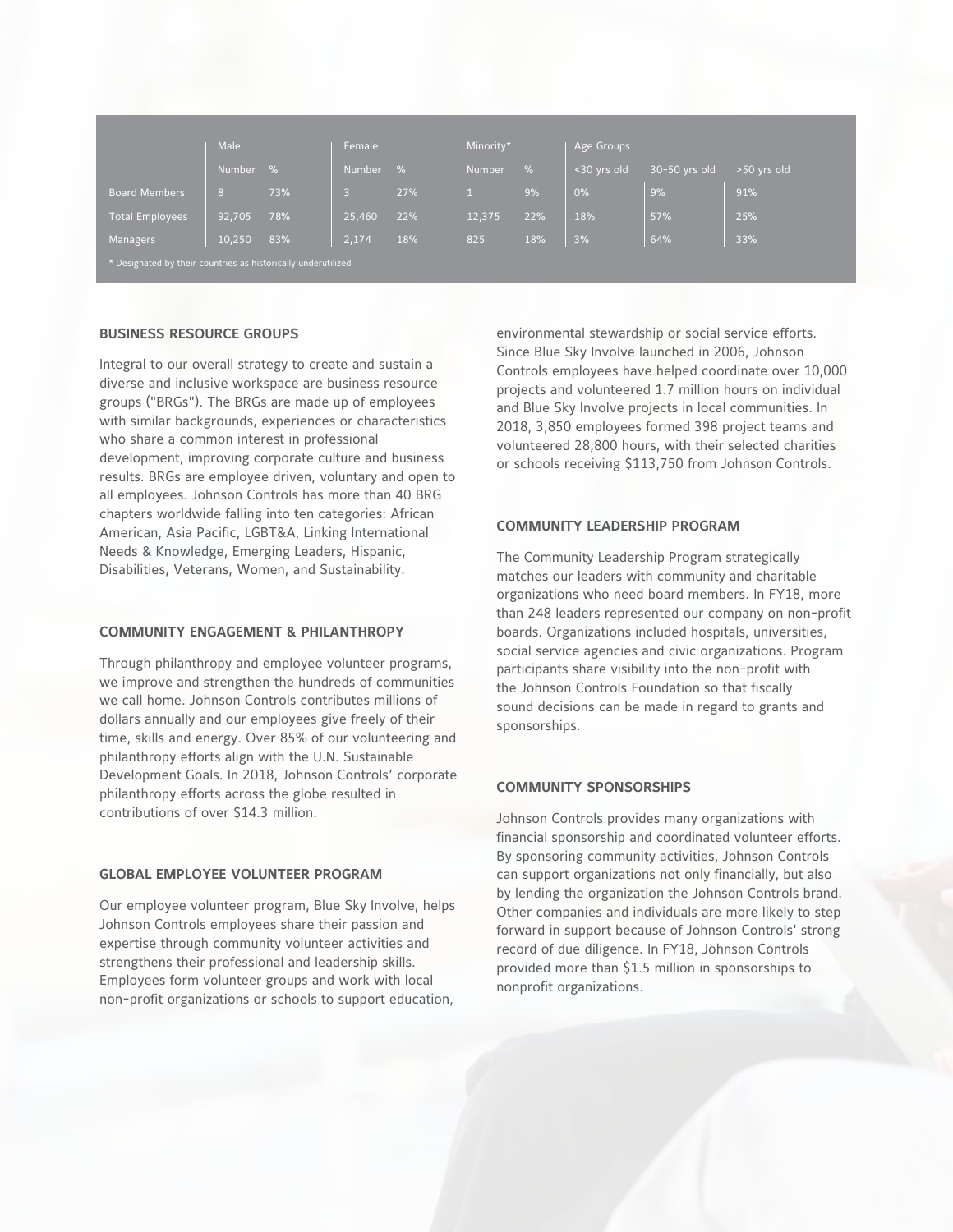| | Male | | Female | | Minority* | | Age Groups | | |
|---|---|---|---|---|---|---|---|---|---|
| | Number | % | Number | % | Number | % | <30 yrs old | 30-50 yrs old | >50 yrs old |
| Board Members | 8 | 73% | 3 | 27% | 1 | 9% | 0% | 9% | 91% |
| Total Employees | 92,705 | 78% | 25,460 | 22% | 12,375 | 22% | 18% | 57% | 25% |
| Managers | 10,250 | 83% | 2,174 | 18% | 825 | 18% | 3% | 64% | 33% |

* Designated by their countries as historically underutilized

### BUSINESS RESOURCE GROUPS

Integral to our overall strategy to create and sustain a diverse and inclusive workspace are business resource groups ("BRGs"). The BRGs are made up of employees with similar backgrounds, experiences or characteristics who share a common interest in professional development, improving corporate culture and business results. BRGs are employee driven, voluntary and open to all employees. Johnson Controls has more than 40 BRG chapters worldwide falling into ten categories: African American, Asia Pacific, LGBT&A, Linking International Needs & Knowledge, Emerging Leaders, Hispanic, Disabilities, Veterans, Women, and Sustainability.

### COMMUNITY ENGAGEMENT & PHILANTHROPY

Through philanthropy and employee volunteer programs, we improve and strengthen the hundreds of communities we call home. Johnson Controls contributes millions of dollars annually and our employees give freely of their time, skills and energy. Over 85% of our volunteering and philanthropy efforts align with the U.N. Sustainable Development Goals. In 2018, Johnson Controls' corporate philanthropy efforts across the globe resulted in contributions of over $14.3 million.

### GLOBAL EMPLOYEE VOLUNTEER PROGRAM

Our employee volunteer program, Blue Sky Involve, helps Johnson Controls employees share their passion and expertise through community volunteer activities and strengthens their professional and leadership skills. Employees form volunteer groups and work with local non-profit organizations or schools to support education, environmental stewardship or social service efforts. Since Blue Sky Involve launched in 2006, Johnson Controls employees have helped coordinate over 10,000 projects and volunteered 1.7 million hours on individual and Blue Sky Involve projects in local communities. In 2018, 3,850 employees formed 398 project teams and volunteered 28,800 hours, with their selected charities or schools receiving $113,750 from Johnson Controls.

### COMMUNITY LEADERSHIP PROGRAM

The Community Leadership Program strategically matches our leaders with community and charitable organizations who need board members. In FY18, more than 248 leaders represented our company on non-profit boards. Organizations included hospitals, universities, social service agencies and civic organizations. Program participants share visibility into the non-profit with the Johnson Controls Foundation so that fiscally sound decisions can be made in regard to grants and sponsorships.

### COMMUNITY SPONSORSHIPS

Johnson Controls provides many organizations with financial sponsorship and coordinated volunteer efforts. By sponsoring community activities, Johnson Controls can support organizations not only financially, but also by lending the organization the Johnson Controls brand. Other companies and individuals are more likely to step forward in support because of Johnson Controls' strong record of due diligence. In FY18, Johnson Controls provided more than $1.5 million in sponsorships to nonprofit organizations.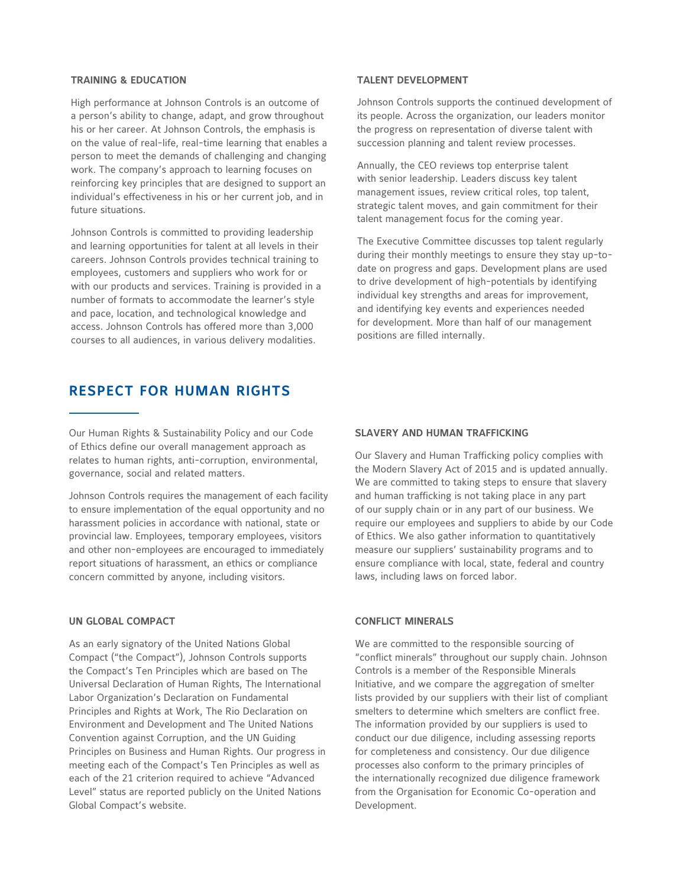### TRAINING & EDUCATION

High performance at Johnson Controls is an outcome of a person's ability to change, adapt, and grow throughout his or her career. At Johnson Controls, the emphasis is on the value of real-life, real-time learning that enables a person to meet the demands of challenging and changing work. The company's approach to learning focuses on reinforcing key principles that are designed to support an individual's effectiveness in his or her current job, and in future situations.

Johnson Controls is committed to providing leadership and learning opportunities for talent at all levels in their careers. Johnson Controls provides technical training to employees, customers and suppliers who work for or with our products and services. Training is provided in a number of formats to accommodate the learner's style and pace, location, and technological knowledge and access. Johnson Controls has offered more than 3,000 courses to all audiences, in various delivery modalities.

### TALENT DEVELOPMENT

Johnson Controls supports the continued development of its people. Across the organization, our leaders monitor the progress on representation of diverse talent with succession planning and talent review processes.

Annually, the CEO reviews top enterprise talent with senior leadership. Leaders discuss key talent management issues, review critical roles, top talent, strategic talent moves, and gain commitment for their talent management focus for the coming year.

The Executive Committee discusses top talent regularly during their monthly meetings to ensure they stay up-to-date on progress and gaps. Development plans are used to drive development of high-potentials by identifying individual key strengths and areas for improvement, and identifying key events and experiences needed for development. More than half of our management positions are filled internally.

## RESPECT FOR HUMAN RIGHTS

Our Human Rights & Sustainability Policy and our Code of Ethics define our overall management approach as relates to human rights, anti-corruption, environmental, governance, social and related matters.

Johnson Controls requires the management of each facility to ensure implementation of the equal opportunity and no harassment policies in accordance with national, state or provincial law. Employees, temporary employees, visitors and other non-employees are encouraged to immediately report situations of harassment, an ethics or compliance concern committed by anyone, including visitors.

### UN GLOBAL COMPACT

As an early signatory of the United Nations Global Compact ("the Compact"), Johnson Controls supports the Compact's Ten Principles which are based on The Universal Declaration of Human Rights, The International Labor Organization's Declaration on Fundamental Principles and Rights at Work, The Rio Declaration on Environment and Development and The United Nations Convention against Corruption, and the UN Guiding Principles on Business and Human Rights. Our progress in meeting each of the Compact's Ten Principles as well as each of the 21 criterion required to achieve "Advanced Level" status are reported publicly on the United Nations Global Compact's website.

### SLAVERY AND HUMAN TRAFFICKING

Our Slavery and Human Trafficking policy complies with the Modern Slavery Act of 2015 and is updated annually. We are committed to taking steps to ensure that slavery and human trafficking is not taking place in any part of our supply chain or in any part of our business. We require our employees and suppliers to abide by our Code of Ethics. We also gather information to quantitatively measure our suppliers' sustainability programs and to ensure compliance with local, state, federal and country laws, including laws on forced labor.

### CONFLICT MINERALS

We are committed to the responsible sourcing of "conflict minerals" throughout our supply chain. Johnson Controls is a member of the Responsible Minerals Initiative, and we compare the aggregation of smelter lists provided by our suppliers with their list of compliant smelters to determine which smelters are conflict free. The information provided by our suppliers is used to conduct our due diligence, including assessing reports for completeness and consistency. Our due diligence processes also conform to the primary principles of the internationally recognized due diligence framework from the Organisation for Economic Co-operation and Development.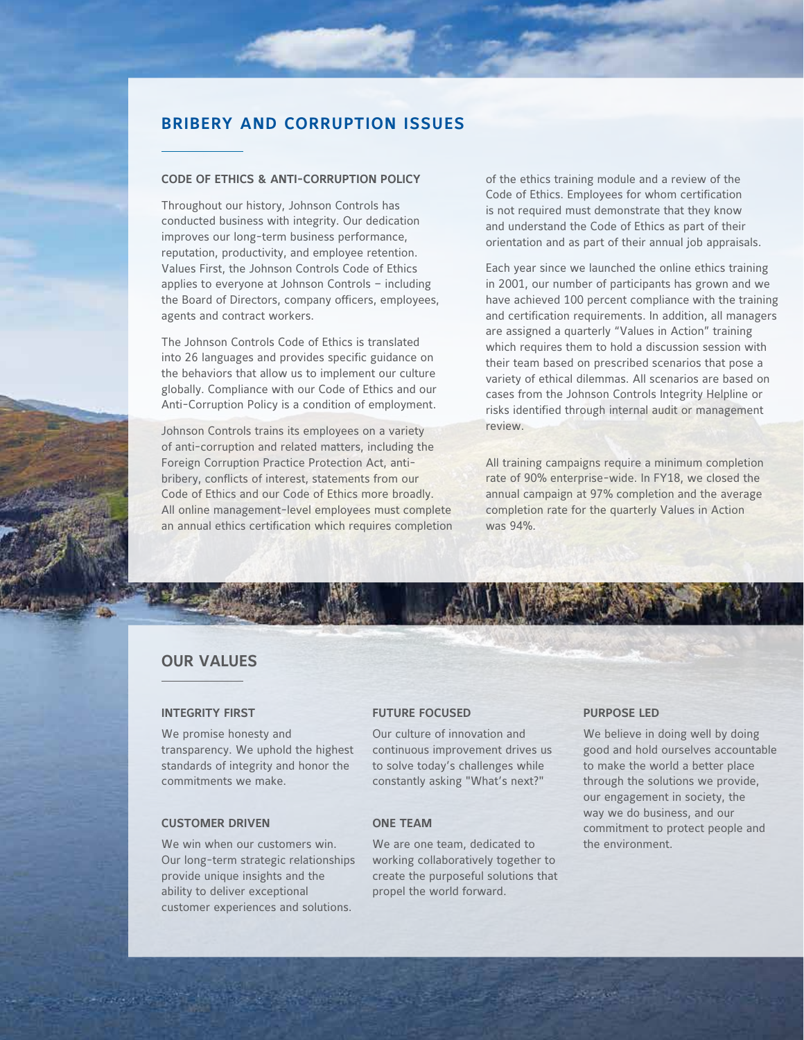## BRIBERY AND CORRUPTION ISSUES

### CODE OF ETHICS & ANTI-CORRUPTION POLICY

Throughout our history, Johnson Controls has conducted business with integrity. Our dedication improves our long-term business performance, reputation, productivity, and employee retention. Values First, the Johnson Controls Code of Ethics applies to everyone at Johnson Controls – including the Board of Directors, company officers, employees, agents and contract workers.

The Johnson Controls Code of Ethics is translated into 26 languages and provides specific guidance on the behaviors that allow us to implement our culture globally. Compliance with our Code of Ethics and our Anti-Corruption Policy is a condition of employment.

Johnson Controls trains its employees on a variety of anti-corruption and related matters, including the Foreign Corruption Practice Protection Act, anti-bribery, conflicts of interest, statements from our Code of Ethics and our Code of Ethics more broadly. All online management-level employees must complete an annual ethics certification which requires completion of the ethics training module and a review of the Code of Ethics. Employees for whom certification is not required must demonstrate that they know and understand the Code of Ethics as part of their orientation and as part of their annual job appraisals.

Each year since we launched the online ethics training in 2001, our number of participants has grown and we have achieved 100 percent compliance with the training and certification requirements. In addition, all managers are assigned a quarterly "Values in Action" training which requires them to hold a discussion session with their team based on prescribed scenarios that pose a variety of ethical dilemmas. All scenarios are based on cases from the Johnson Controls Integrity Helpline or risks identified through internal audit or management review.

All training campaigns require a minimum completion rate of 90% enterprise-wide. In FY18, we closed the annual campaign at 97% completion and the average completion rate for the quarterly Values in Action was 94%.

## OUR VALUES

### INTEGRITY FIRST

We promise honesty and transparency. We uphold the highest standards of integrity and honor the commitments we make.

### CUSTOMER DRIVEN

We win when our customers win. Our long-term strategic relationships provide unique insights and the ability to deliver exceptional customer experiences and solutions.

### FUTURE FOCUSED

Our culture of innovation and continuous improvement drives us to solve today's challenges while constantly asking "What's next?"

### ONE TEAM

We are one team, dedicated to working collaboratively together to create the purposeful solutions that propel the world forward.

### PURPOSE LED

We believe in doing well by doing good and hold ourselves accountable to make the world a better place through the solutions we provide, our engagement in society, the way we do business, and our commitment to protect people and the environment.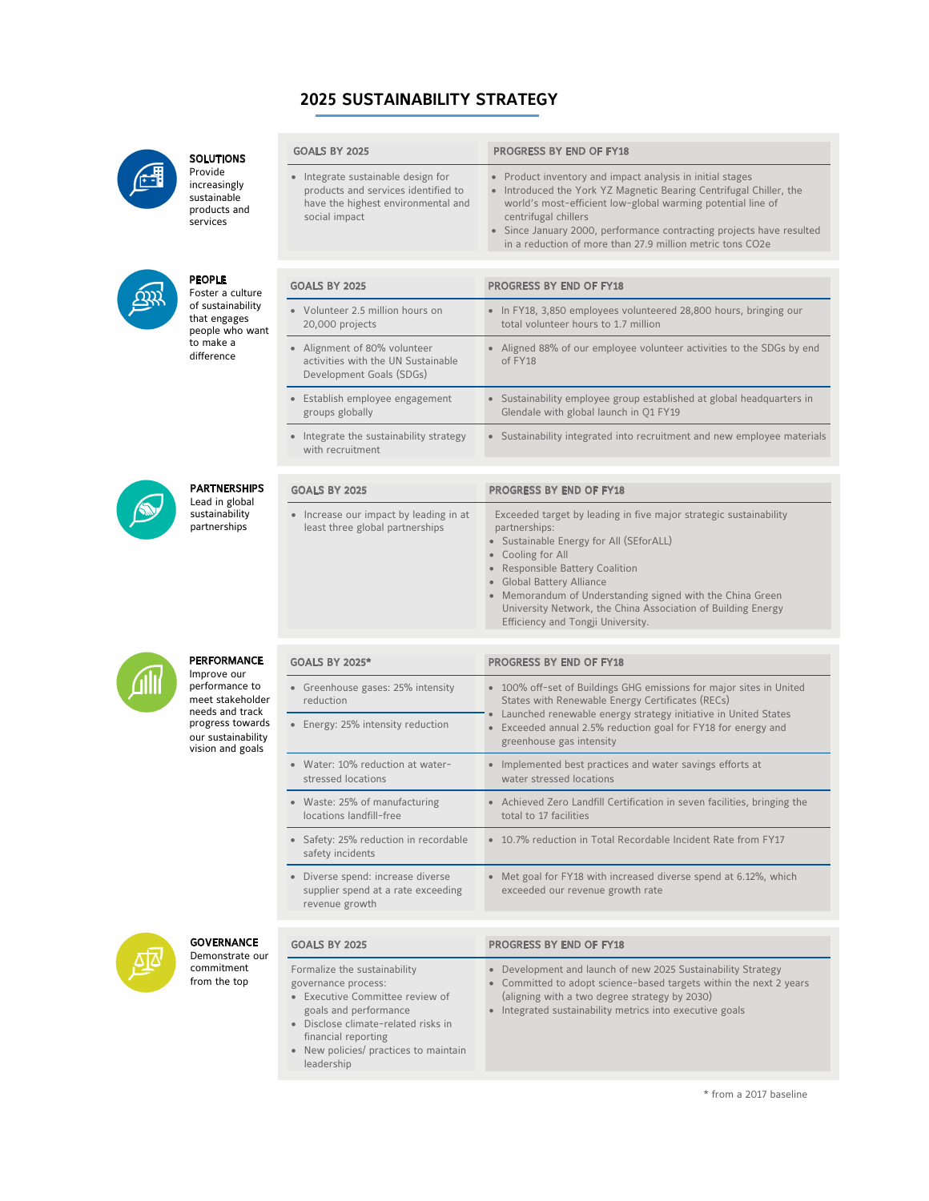# 2025 SUSTAINABILITY STRATEGY

### SOLUTIONS

Provide increasingly sustainable products and services

| GOALS BY 2025 | PROGRESS BY END OF FY18 |
| --- | --- |
| • Integrate sustainable design for products and services identified to have the highest environmental and social impact | • Product inventory and impact analysis in initial stages<br>• Introduced the York YZ Magnetic Bearing Centrifugal Chiller, the world's most-efficient low-global warming potential line of centrifugal chillers<br>• Since January 2000, performance contracting projects have resulted in a reduction of more than 27.9 million metric tons CO2e |

### PEOPLE

Foster a culture of sustainability that engages people who want to make a difference

| GOALS BY 2025 | PROGRESS BY END OF FY18 |
| --- | --- |
| • Volunteer 2.5 million hours on 20,000 projects | • In FY18, 3,850 employees volunteered 28,800 hours, bringing our total volunteer hours to 1.7 million |
| • Alignment of 80% volunteer activities with the UN Sustainable Development Goals (SDGs) | • Aligned 88% of our employee volunteer activities to the SDGs by end of FY18 |
| • Establish employee engagement groups globally | • Sustainability employee group established at global headquarters in Glendale with global launch in Q1 FY19 |
| • Integrate the sustainability strategy with recruitment | • Sustainability integrated into recruitment and new employee materials |

### PARTNERSHIPS

Lead in global sustainability partnerships

| GOALS BY 2025 | PROGRESS BY END OF FY18 |
| --- | --- |
| • Increase our impact by leading in at least three global partnerships | Exceeded target by leading in five major strategic sustainability partnerships:<br>• Sustainable Energy for All (SEforALL)<br>• Cooling for All<br>• Responsible Battery Coalition<br>• Global Battery Alliance<br>• Memorandum of Understanding signed with the China Green University Network, the China Association of Building Energy Efficiency and Tongji University. |

### PERFORMANCE

Improve our performance to meet stakeholder needs and track progress towards our sustainability vision and goals

| GOALS BY 2025* | PROGRESS BY END OF FY18 |
| --- | --- |
| • Greenhouse gases: 25% intensity reduction<br>• Energy: 25% intensity reduction | • 100% off-set of Buildings GHG emissions for major sites in United States with Renewable Energy Certificates (RECs)<br>• Launched renewable energy strategy initiative in United States<br>• Exceeded annual 2.5% reduction goal for FY18 for energy and greenhouse gas intensity |
| • Water: 10% reduction at water-stressed locations | • Implemented best practices and water savings efforts at water stressed locations |
| • Waste: 25% of manufacturing locations landfill-free | • Achieved Zero Landfill Certification in seven facilities, bringing the total to 17 facilities |
| • Safety: 25% reduction in recordable safety incidents | • 10.7% reduction in Total Recordable Incident Rate from FY17 |
| • Diverse spend: increase diverse supplier spend at a rate exceeding revenue growth | • Met goal for FY18 with increased diverse spend at 6.12%, which exceeded our revenue growth rate |

### GOVERNANCE

Demonstrate our commitment from the top

| GOALS BY 2025 | PROGRESS BY END OF FY18 |
| --- | --- |
| Formalize the sustainability governance process:<br>• Executive Committee review of goals and performance<br>• Disclose climate-related risks in financial reporting<br>• New policies/ practices to maintain leadership | • Development and launch of new 2025 Sustainability Strategy<br>• Committed to adopt science-based targets within the next 2 years (aligning with a two degree strategy by 2030)<br>• Integrated sustainability metrics into executive goals |

\* from a 2017 baseline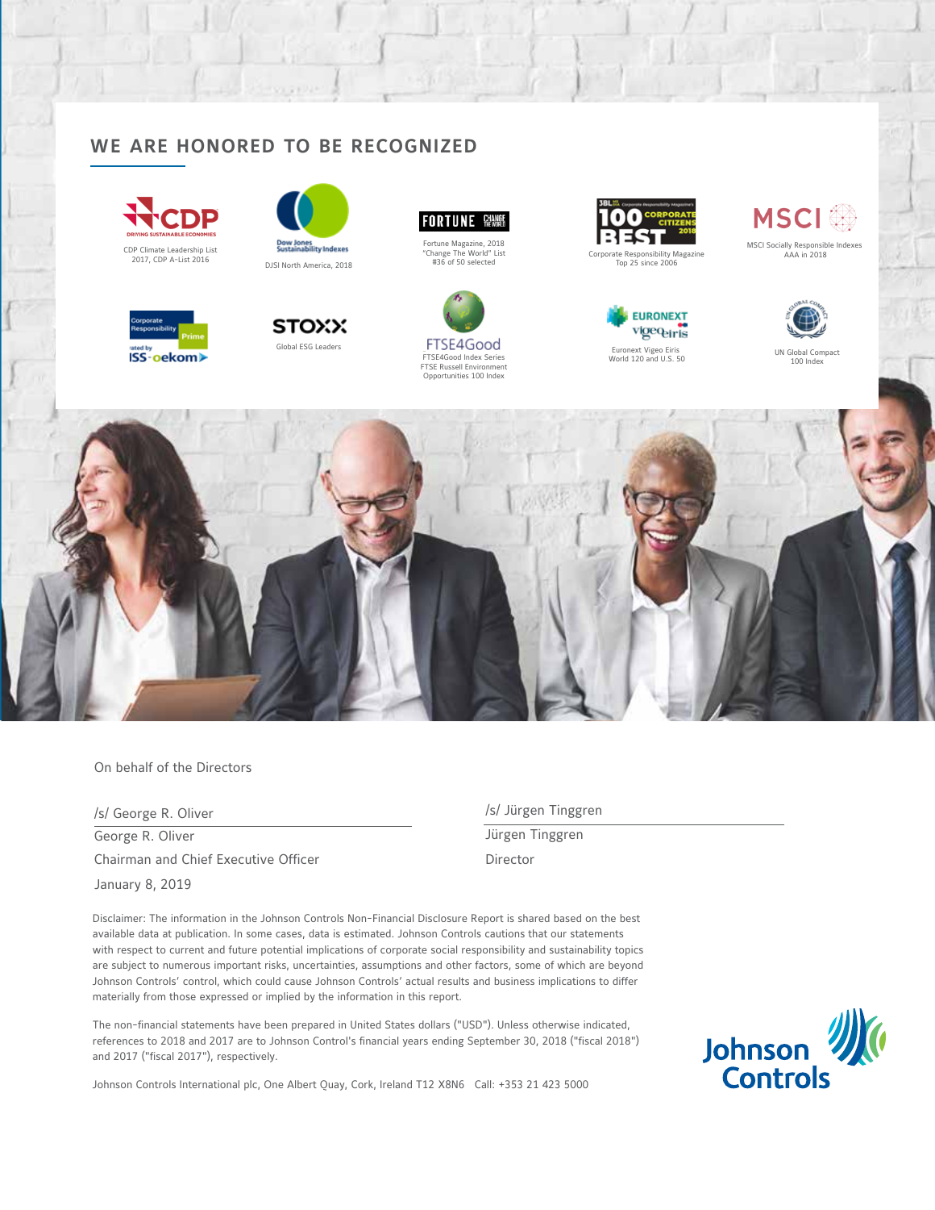## WE ARE HONORED TO BE RECOGNIZED

CDP Climate Leadership List 2017, CDP A-List 2016

DJSI North America, 2018

Fortune Magazine, 2018 "Change The World" List #36 of 50 selected

Corporate Responsibility Magazine Top 25 since 2006

MSCI Socially Responsible Indexes AAA in 2018

Corporate Responsibility Prime rated by ISS-oekom

Global ESG Leaders

FTSE4Good Index Series FTSE Russell Environment Opportunities 100 Index

Euronext Vigeo Eiris World 120 and U.S. 50

UN Global Compact 100 Index

On behalf of the Directors

| /s/ George R. Oliver | /s/ Jürgen Tinggren |
|---|---|
| George R. Oliver | Jürgen Tinggren |
| Chairman and Chief Executive Officer | Director |
| January 8, 2019 | |

Disclaimer: The information in the Johnson Controls Non-Financial Disclosure Report is shared based on the best available data at publication. In some cases, data is estimated. Johnson Controls cautions that our statements with respect to current and future potential implications of corporate social responsibility and sustainability topics are subject to numerous important risks, uncertainties, assumptions and other factors, some of which are beyond Johnson Controls' control, which could cause Johnson Controls' actual results and business implications to differ materially from those expressed or implied by the information in this report.

The non-financial statements have been prepared in United States dollars ("USD"). Unless otherwise indicated, references to 2018 and 2017 are to Johnson Control's financial years ending September 30, 2018 ("fiscal 2018") and 2017 ("fiscal 2017"), respectively.

Johnson Controls International plc, One Albert Quay, Cork, Ireland T12 X8N6   Call: +353 21 423 5000